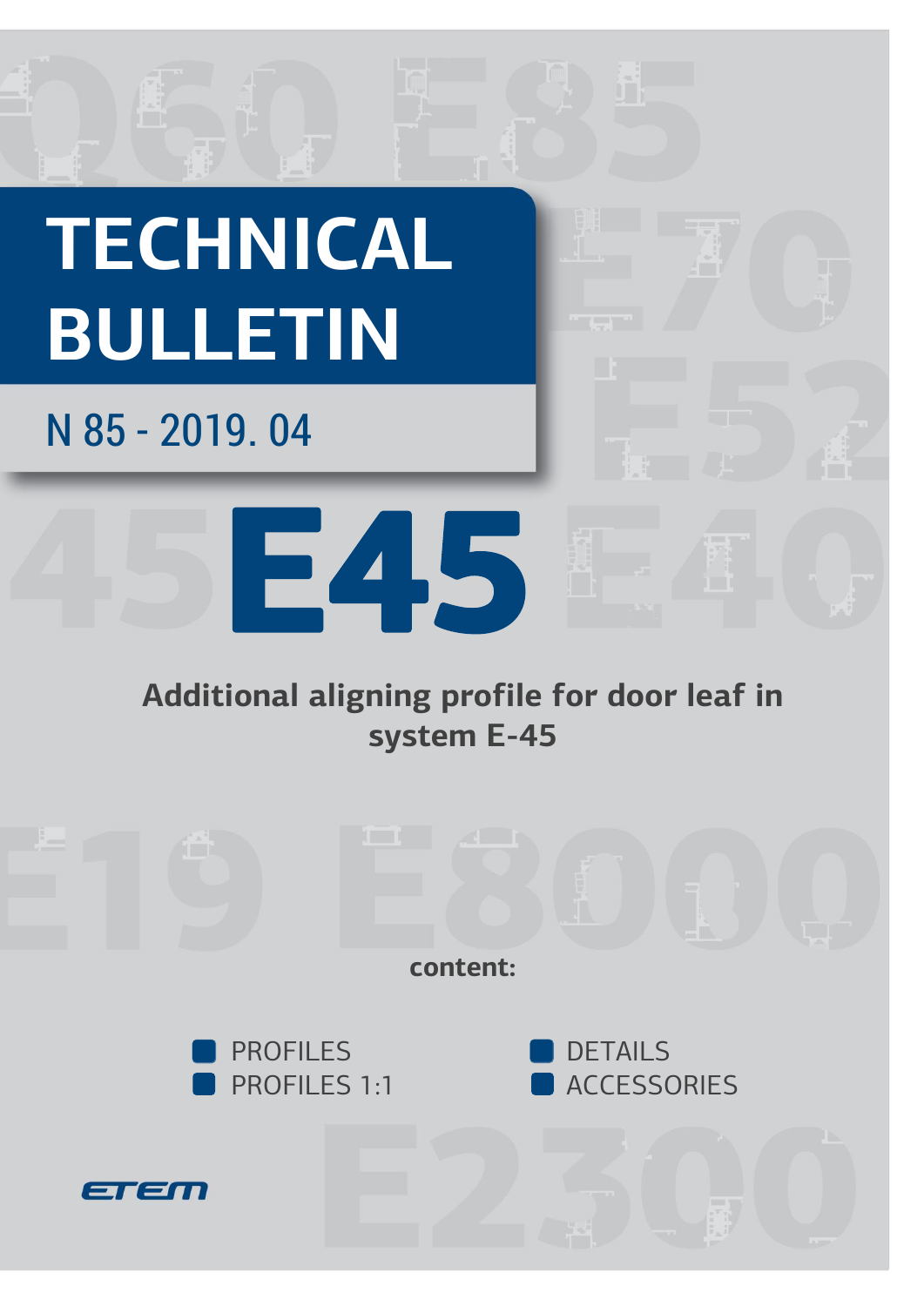# TECHNICAL BULLETIN

N 85 - 2019. 04

# E45

**Additional aligning profile for door leaf in system E-45**

**content:**

- PROFILES
- PROFILES 1:1
- DETAILS
- ACCESSORIES

ETEM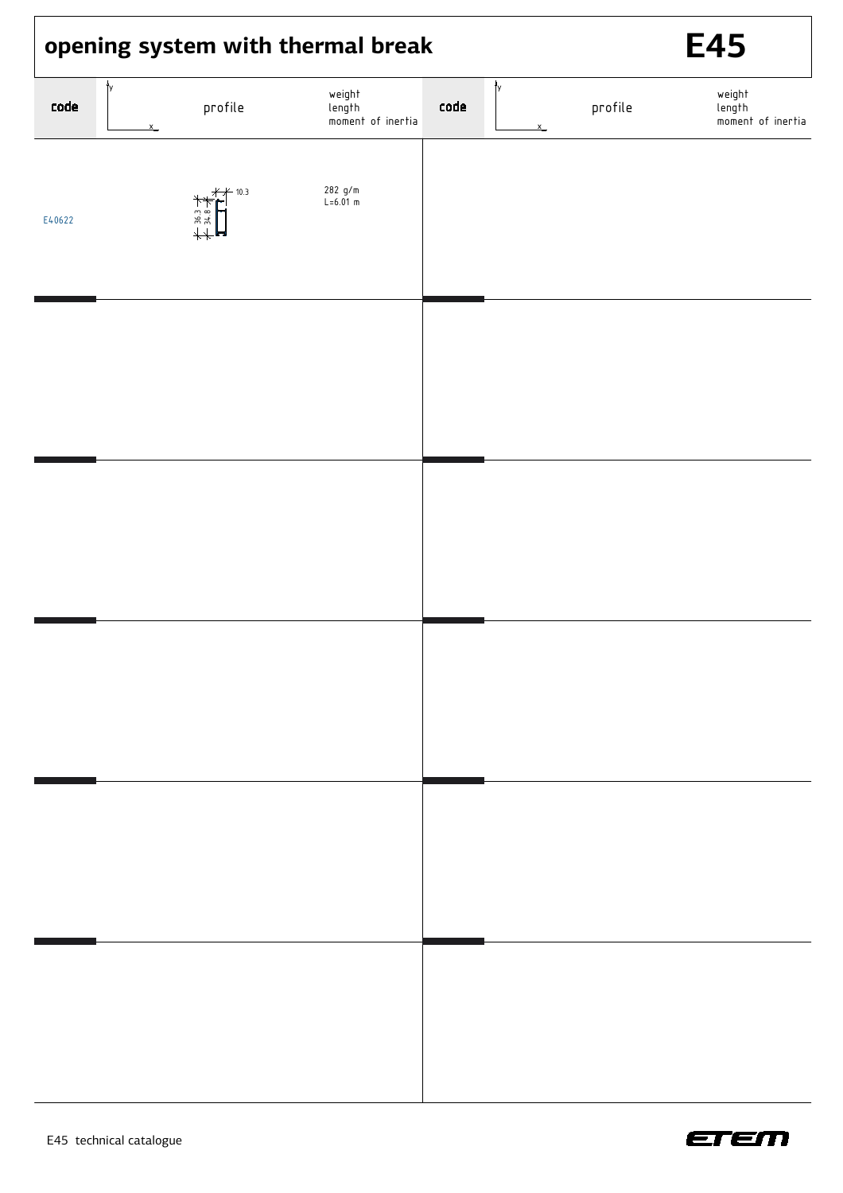# opening system with thermal break

## E45

| code | profile | weight<br>length<br>moment of inertia | code | profile | weight<br>length<br>moment of inertia |
|---|---|---|---|---|---|
| E40622 | 10.3<br>36.3<br>34.8 | 282 g/m<br>L=6.01 m | | | |
| | | | | | |
| | | | | | |
| | | | | | |
| | | | | | |
| | | | | | |

E45 technical catalogue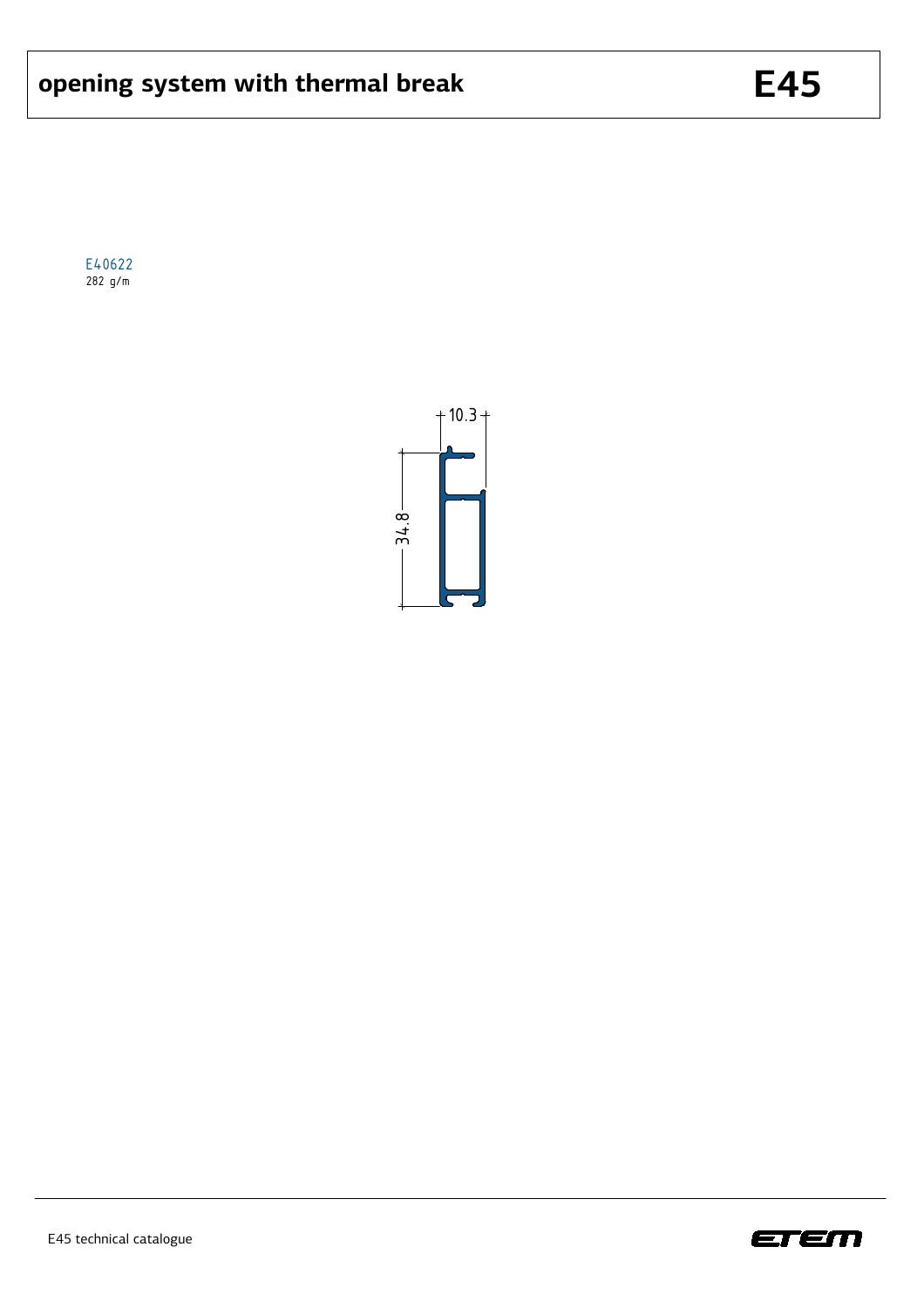# opening system with thermal break

# E45

E40622
282 g/m

10.3

34.8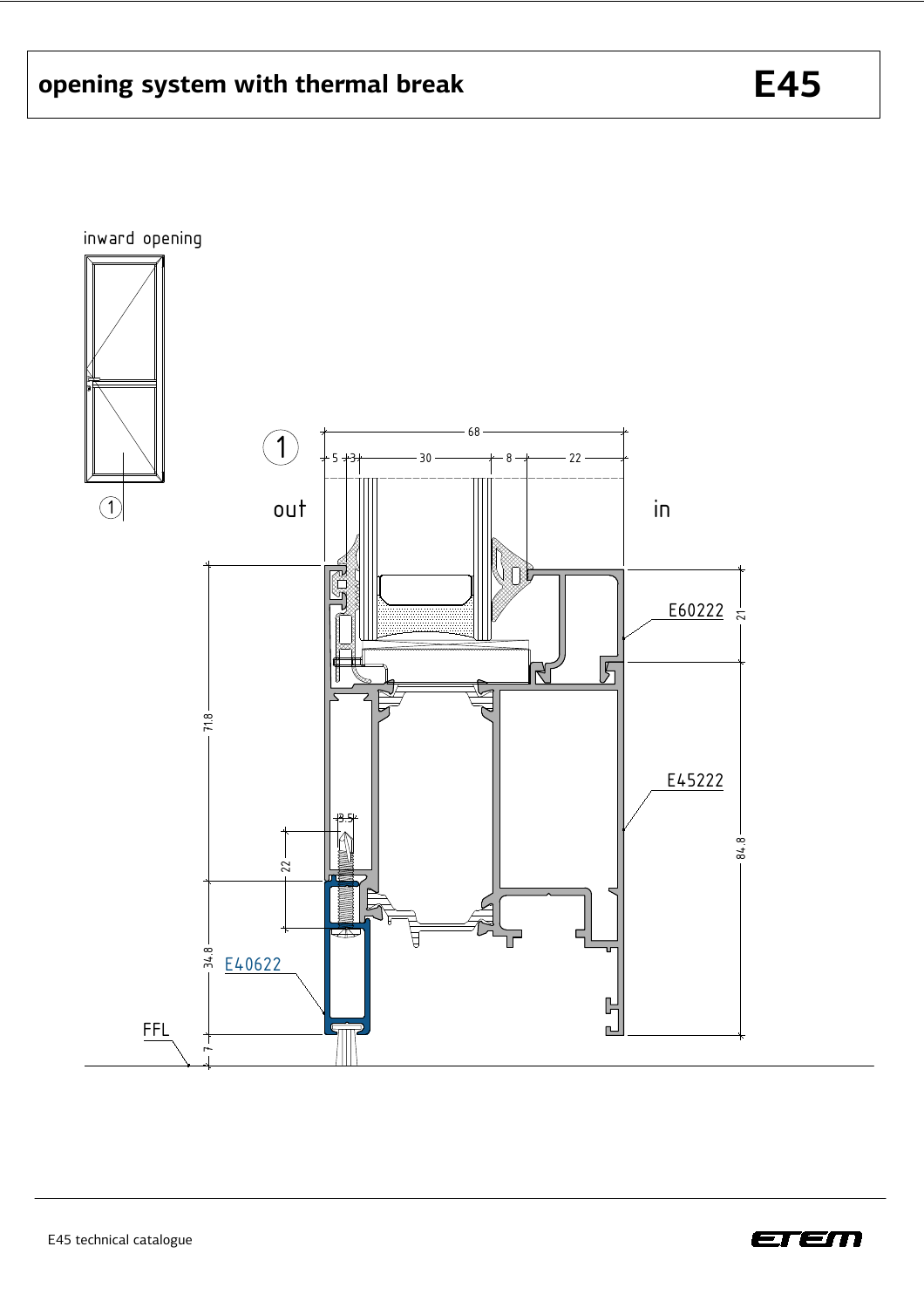# opening system with thermal break

**E45**

inward opening

①

out

in

68

5 3 30 8 22

E60222

E45222

E40622

FFL

21

84.8

71.8

34.8

7

22

3.5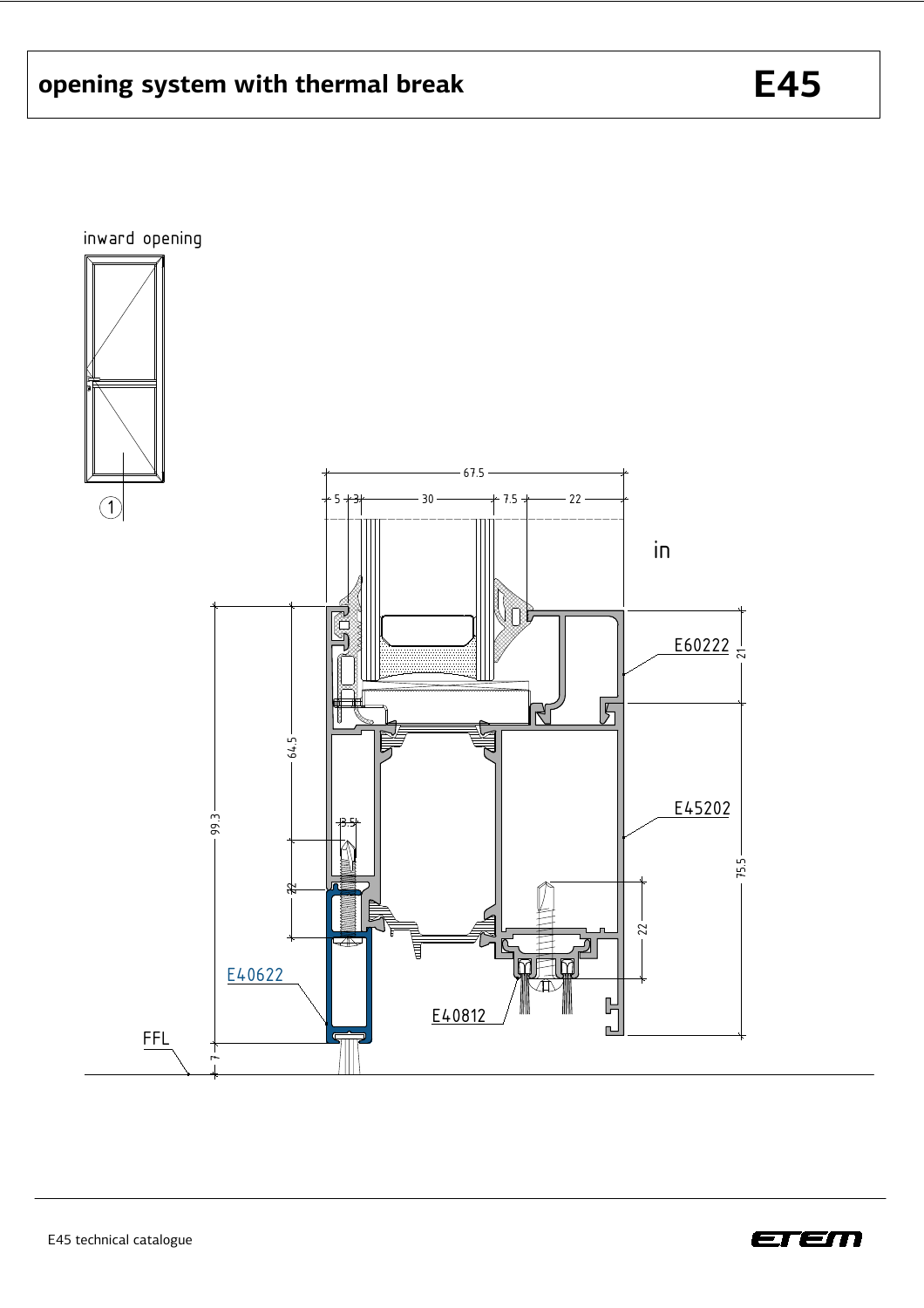# opening system with thermal break

## E45

inward opening

1

67.5

5 | 3 | 30 | 7.5 | 22

in

E60222

E45202

E40622

E40812

FFL

99.3

64.5

22

3.5

21

75.5

22

7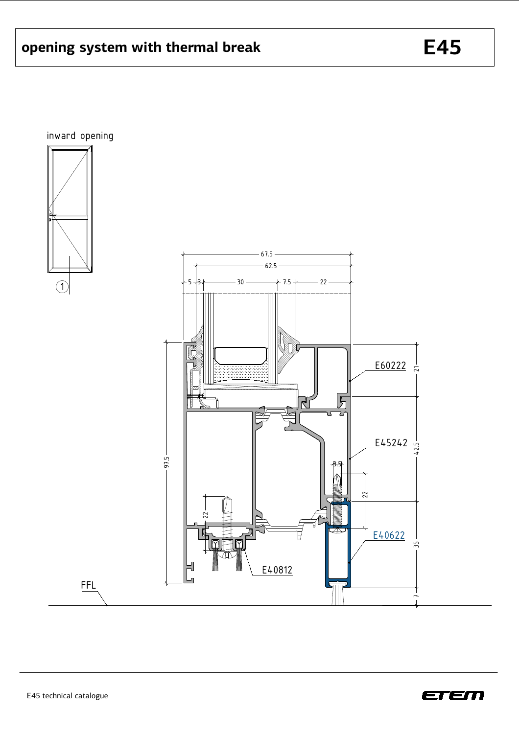# opening system with thermal break

**E45**

inward opening

1

67.5

62.5

5 | 3 | 30 | 7.5 | 22

97.5

21

42.5

35

7

22

8.5

22

E60222

E45242

E40622

E40812

FFL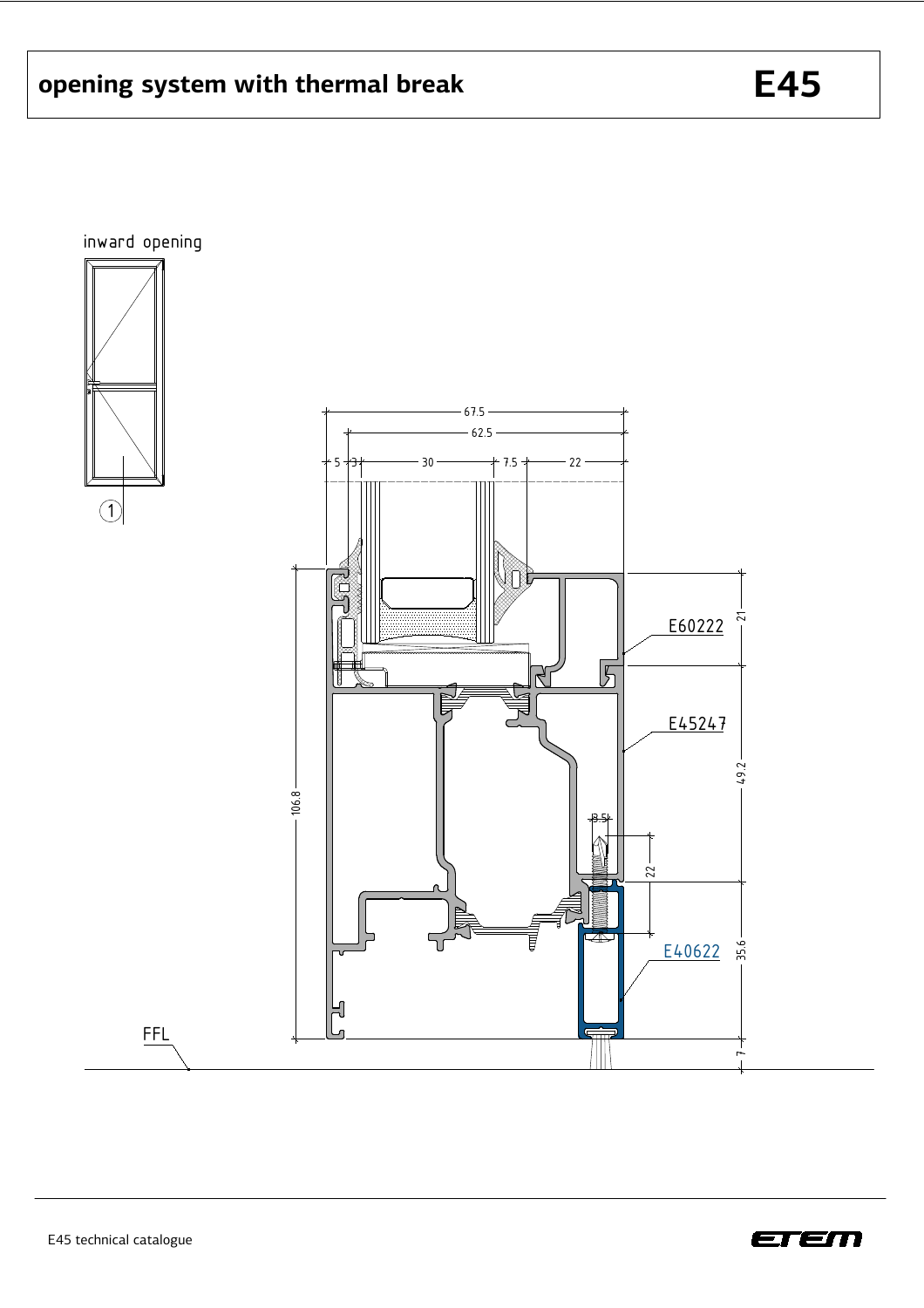# opening system with thermal break — E45

inward opening

1

67.5

62.5

5 | 3 | 30 | 7.5 | 22

E60222

E45247

E40622

106.8

21

49.2

35.6

7

3.5

22

FFL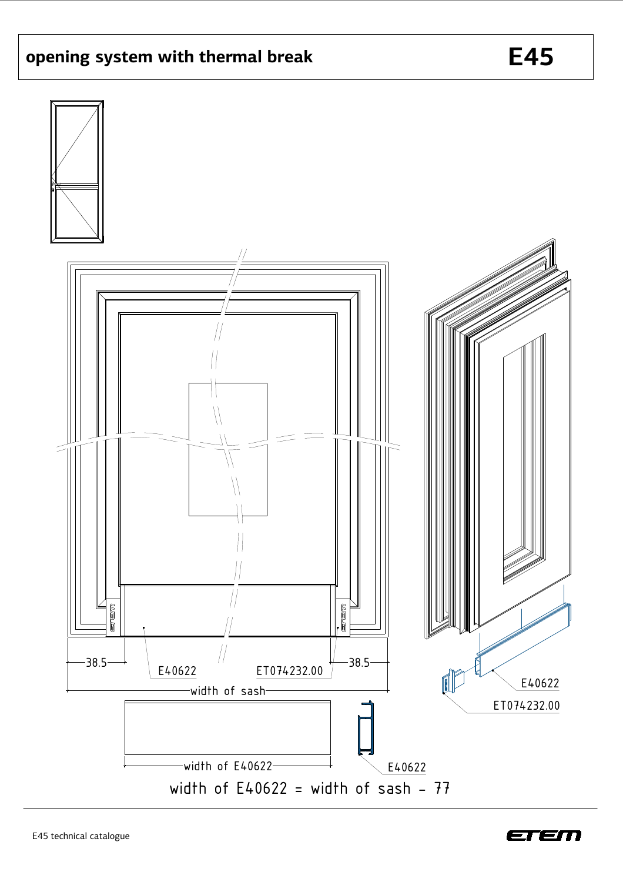# opening system with thermal break

## E45

38.5

E40622

ET074232.00

38.5

width of sash

E40622

ET074232.00

width of E40622

E40622

width of E40622 = width of sash - 77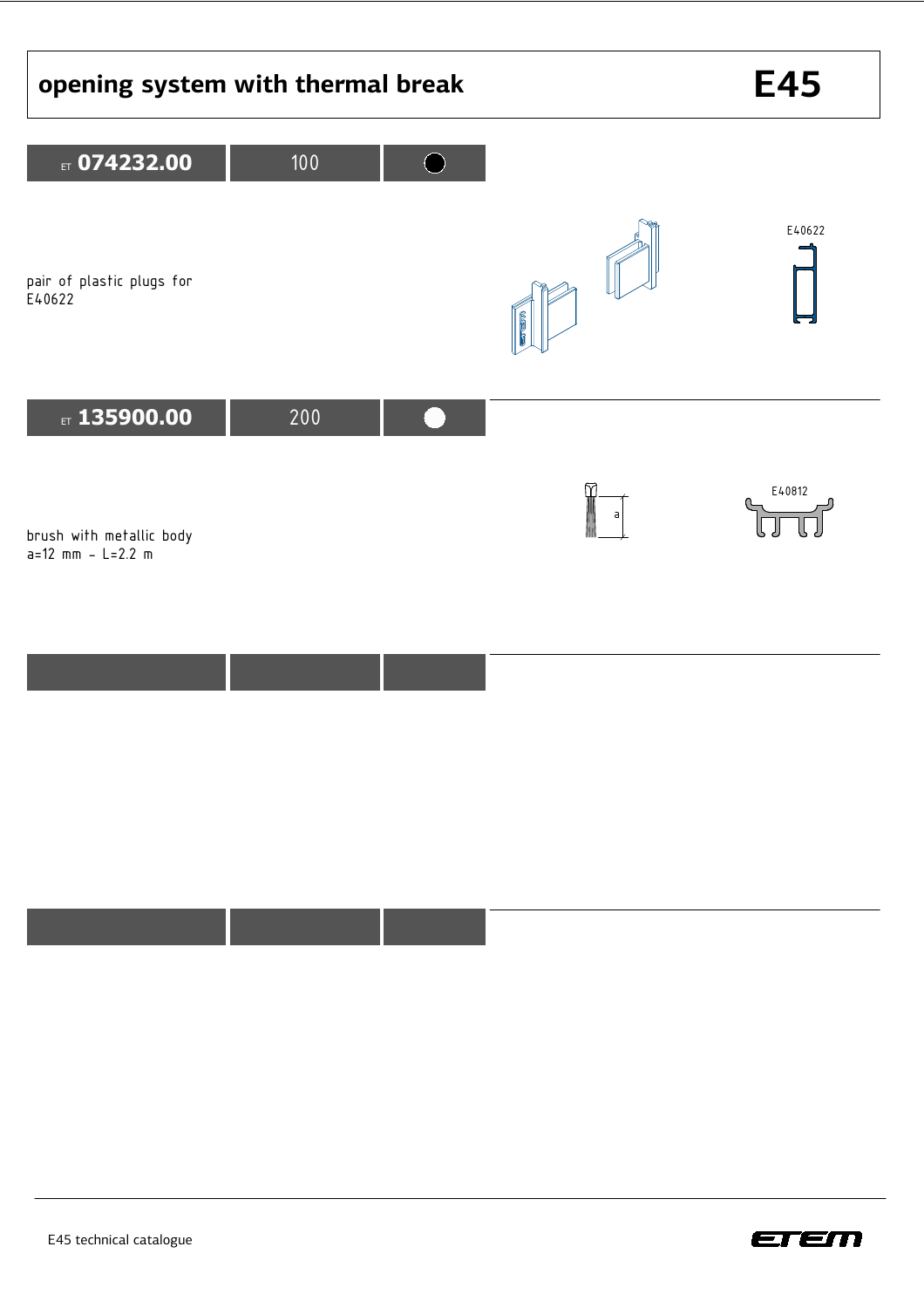# opening system with thermal break

**E45**

| | | |
|---|---|---|
| ET **074232.00** | 100 | ● |

pair of plastic plugs for E40622

E40622

| | | |
|---|---|---|
| ET **135900.00** | 200 | ○ |

brush with metallic body
a=12 mm - L=2.2 m

a

E40812